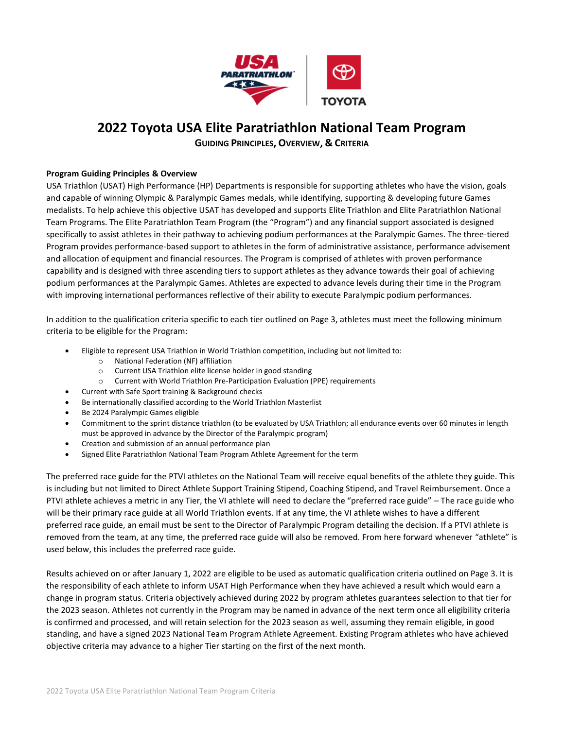# 2022 Toyota USA Elite Paratriathlon National Team Program

## Guiding Principles, Overview, & Criteria

**Program Guiding Principles & Overview**

USA Triathlon (USAT) High Performance (HP) Departments is responsible for supporting athletes who have the vision, goals and capable of winning Olympic & Paralympic Games medals, while identifying, supporting & developing future Games medalists. To help achieve this objective USAT has developed and supports Elite Triathlon and Elite Paratriathlon National Team Programs. The Elite Paratriathlon Team Program (the "Program") and any financial support associated is designed specifically to assist athletes in their pathway to achieving podium performances at the Paralympic Games. The three-tiered Program provides performance-based support to athletes in the form of administrative assistance, performance advisement and allocation of equipment and financial resources. The Program is comprised of athletes with proven performance capability and is designed with three ascending tiers to support athletes as they advance towards their goal of achieving podium performances at the Paralympic Games. Athletes are expected to advance levels during their time in the Program with improving international performances reflective of their ability to execute Paralympic podium performances.

In addition to the qualification criteria specific to each tier outlined on Page 3, athletes must meet the following minimum criteria to be eligible for the Program:

- Eligible to represent USA Triathlon in World Triathlon competition, including but not limited to:
  - National Federation (NF) affiliation
  - Current USA Triathlon elite license holder in good standing
  - Current with World Triathlon Pre-Participation Evaluation (PPE) requirements
- Current with Safe Sport training & Background checks
- Be internationally classified according to the World Triathlon Masterlist
- Be 2024 Paralympic Games eligible
- Commitment to the sprint distance triathlon (to be evaluated by USA Triathlon; all endurance events over 60 minutes in length must be approved in advance by the Director of the Paralympic program)
- Creation and submission of an annual performance plan
- Signed Elite Paratriathlon National Team Program Athlete Agreement for the term

The preferred race guide for the PTVI athletes on the National Team will receive equal benefits of the athlete they guide. This is including but not limited to Direct Athlete Support Training Stipend, Coaching Stipend, and Travel Reimbursement. Once a PTVI athlete achieves a metric in any Tier, the VI athlete will need to declare the "preferred race guide" – The race guide who will be their primary race guide at all World Triathlon events. If at any time, the VI athlete wishes to have a different preferred race guide, an email must be sent to the Director of Paralympic Program detailing the decision. If a PTVI athlete is removed from the team, at any time, the preferred race guide will also be removed. From here forward whenever "athlete" is used below, this includes the preferred race guide.

Results achieved on or after January 1, 2022 are eligible to be used as automatic qualification criteria outlined on Page 3. It is the responsibility of each athlete to inform USAT High Performance when they have achieved a result which would earn a change in program status. Criteria objectively achieved during 2022 by program athletes guarantees selection to that tier for the 2023 season. Athletes not currently in the Program may be named in advance of the next term once all eligibility criteria is confirmed and processed, and will retain selection for the 2023 season as well, assuming they remain eligible, in good standing, and have a signed 2023 National Team Program Athlete Agreement. Existing Program athletes who have achieved objective criteria may advance to a higher Tier starting on the first of the next month.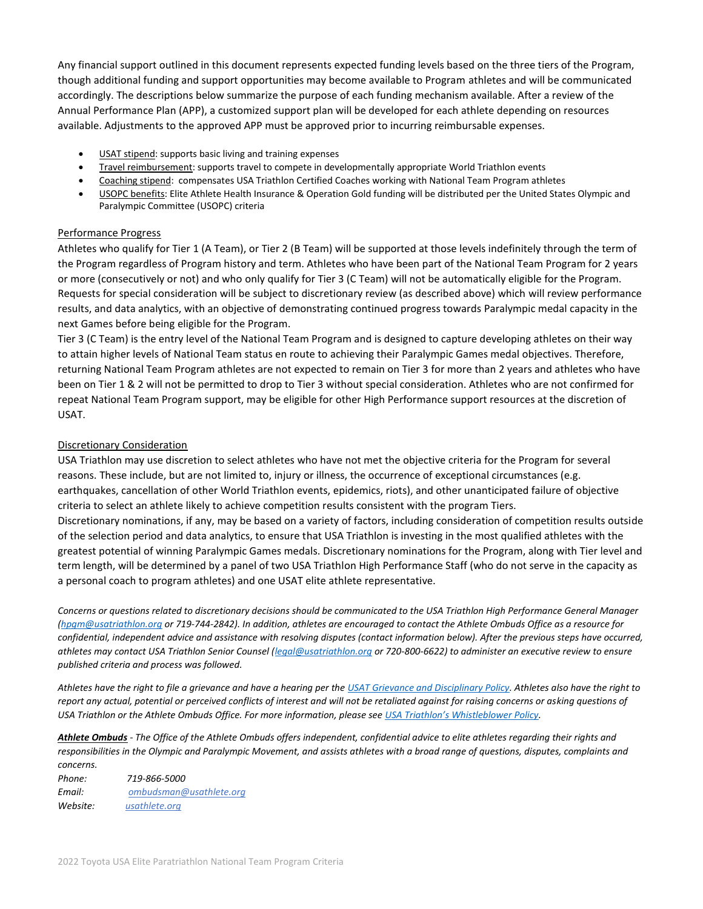Any financial support outlined in this document represents expected funding levels based on the three tiers of the Program, though additional funding and support opportunities may become available to Program athletes and will be communicated accordingly. The descriptions below summarize the purpose of each funding mechanism available. After a review of the Annual Performance Plan (APP), a customized support plan will be developed for each athlete depending on resources available. Adjustments to the approved APP must be approved prior to incurring reimbursable expenses.

- USAT stipend: supports basic living and training expenses
- Travel reimbursement: supports travel to compete in developmentally appropriate World Triathlon events
- Coaching stipend: compensates USA Triathlon Certified Coaches working with National Team Program athletes
- USOPC benefits: Elite Athlete Health Insurance & Operation Gold funding will be distributed per the United States Olympic and Paralympic Committee (USOPC) criteria

## Performance Progress

Athletes who qualify for Tier 1 (A Team), or Tier 2 (B Team) will be supported at those levels indefinitely through the term of the Program regardless of Program history and term. Athletes who have been part of the National Team Program for 2 years or more (consecutively or not) and who only qualify for Tier 3 (C Team) will not be automatically eligible for the Program. Requests for special consideration will be subject to discretionary review (as described above) which will review performance results, and data analytics, with an objective of demonstrating continued progress towards Paralympic medal capacity in the next Games before being eligible for the Program.

Tier 3 (C Team) is the entry level of the National Team Program and is designed to capture developing athletes on their way to attain higher levels of National Team status en route to achieving their Paralympic Games medal objectives. Therefore, returning National Team Program athletes are not expected to remain on Tier 3 for more than 2 years and athletes who have been on Tier 1 & 2 will not be permitted to drop to Tier 3 without special consideration. Athletes who are not confirmed for repeat National Team Program support, may be eligible for other High Performance support resources at the discretion of USAT.

## Discretionary Consideration

USA Triathlon may use discretion to select athletes who have not met the objective criteria for the Program for several reasons. These include, but are not limited to, injury or illness, the occurrence of exceptional circumstances (e.g. earthquakes, cancellation of other World Triathlon events, epidemics, riots), and other unanticipated failure of objective criteria to select an athlete likely to achieve competition results consistent with the program Tiers.

Discretionary nominations, if any, may be based on a variety of factors, including consideration of competition results outside of the selection period and data analytics, to ensure that USA Triathlon is investing in the most qualified athletes with the greatest potential of winning Paralympic Games medals. Discretionary nominations for the Program, along with Tier level and term length, will be determined by a panel of two USA Triathlon High Performance Staff (who do not serve in the capacity as a personal coach to program athletes) and one USAT elite athlete representative.

*Concerns or questions related to discretionary decisions should be communicated to the USA Triathlon High Performance General Manager (hpgm@usatriathlon.org or 719-744-2842). In addition, athletes are encouraged to contact the Athlete Ombuds Office as a resource for confidential, independent advice and assistance with resolving disputes (contact information below). After the previous steps have occurred, athletes may contact USA Triathlon Senior Counsel (legal@usatriathlon.org or 720-800-6622) to administer an executive review to ensure published criteria and process was followed.*

*Athletes have the right to file a grievance and have a hearing per the USAT Grievance and Disciplinary Policy. Athletes also have the right to report any actual, potential or perceived conflicts of interest and will not be retaliated against for raising concerns or asking questions of USA Triathlon or the Athlete Ombuds Office. For more information, please see USA Triathlon's Whistleblower Policy.*

***Athlete Ombuds*** *- The Office of the Athlete Ombuds offers independent, confidential advice to elite athletes regarding their rights and responsibilities in the Olympic and Paralympic Movement, and assists athletes with a broad range of questions, disputes, complaints and concerns.*

*Phone: 719-866-5000*
*Email: ombudsman@usathlete.org*
*Website: usathlete.org*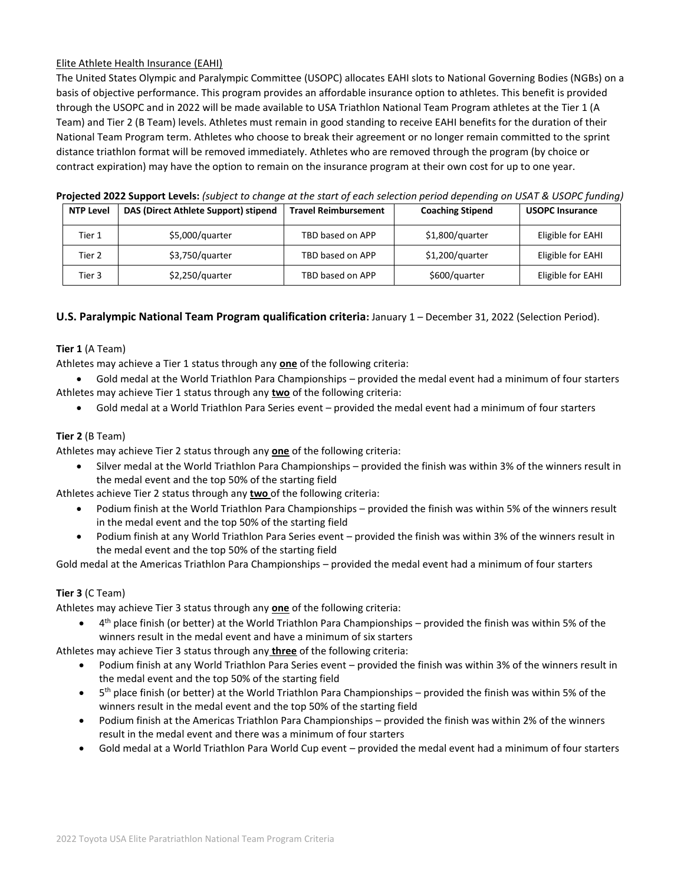Elite Athlete Health Insurance (EAHI)

The United States Olympic and Paralympic Committee (USOPC) allocates EAHI slots to National Governing Bodies (NGBs) on a basis of objective performance. This program provides an affordable insurance option to athletes. This benefit is provided through the USOPC and in 2022 will be made available to USA Triathlon National Team Program athletes at the Tier 1 (A Team) and Tier 2 (B Team) levels. Athletes must remain in good standing to receive EAHI benefits for the duration of their National Team Program term. Athletes who choose to break their agreement or no longer remain committed to the sprint distance triathlon format will be removed immediately. Athletes who are removed through the program (by choice or contract expiration) may have the option to remain on the insurance program at their own cost for up to one year.

**Projected 2022 Support Levels:** *(subject to change at the start of each selection period depending on USAT & USOPC funding)*

| NTP Level | DAS (Direct Athlete Support) stipend | Travel Reimbursement | Coaching Stipend | USOPC Insurance |
|---|---|---|---|---|
| Tier 1 | $5,000/quarter | TBD based on APP | $1,800/quarter | Eligible for EAHI |
| Tier 2 | $3,750/quarter | TBD based on APP | $1,200/quarter | Eligible for EAHI |
| Tier 3 | $2,250/quarter | TBD based on APP | $600/quarter | Eligible for EAHI |

**U.S. Paralympic National Team Program qualification criteria:** January 1 – December 31, 2022 (Selection Period).

**Tier 1** (A Team)

Athletes may achieve a Tier 1 status through any **one** of the following criteria:

- Gold medal at the World Triathlon Para Championships – provided the medal event had a minimum of four starters

Athletes may achieve Tier 1 status through any **two** of the following criteria:

- Gold medal at a World Triathlon Para Series event – provided the medal event had a minimum of four starters

**Tier 2** (B Team)

Athletes may achieve Tier 2 status through any **one** of the following criteria:

- Silver medal at the World Triathlon Para Championships – provided the finish was within 3% of the winners result in the medal event and the top 50% of the starting field

Athletes achieve Tier 2 status through any **two** of the following criteria:

- Podium finish at the World Triathlon Para Championships – provided the finish was within 5% of the winners result in the medal event and the top 50% of the starting field
- Podium finish at any World Triathlon Para Series event – provided the finish was within 3% of the winners result in the medal event and the top 50% of the starting field

Gold medal at the Americas Triathlon Para Championships – provided the medal event had a minimum of four starters

**Tier 3** (C Team)

Athletes may achieve Tier 3 status through any **one** of the following criteria:

- 4th place finish (or better) at the World Triathlon Para Championships – provided the finish was within 5% of the winners result in the medal event and have a minimum of six starters

Athletes may achieve Tier 3 status through any **three** of the following criteria:

- Podium finish at any World Triathlon Para Series event – provided the finish was within 3% of the winners result in the medal event and the top 50% of the starting field
- 5th place finish (or better) at the World Triathlon Para Championships – provided the finish was within 5% of the winners result in the medal event and the top 50% of the starting field
- Podium finish at the Americas Triathlon Para Championships – provided the finish was within 2% of the winners result in the medal event and there was a minimum of four starters
- Gold medal at a World Triathlon Para World Cup event – provided the medal event had a minimum of four starters